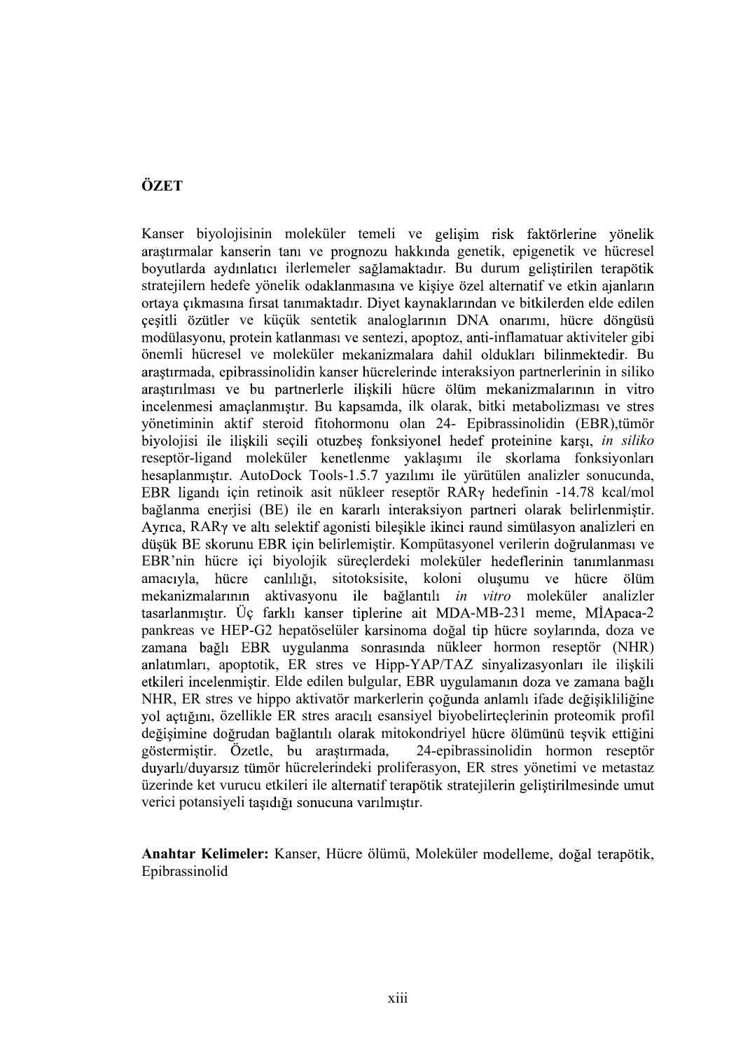## ÖZET

Kanser biyolojisinin moleküler temeli ve gelişim risk faktörlerine yönelik araştırmalar kanserin tanı ve prognozu hakkında genetik, epigenetik ve hücresel boyutlarda aydınlatıcı ilerlemeler sağlamaktadır. Bu durum geliştirilen terapötik stratejilern hedefe yönelik odaklanmasına ve kişiye özel alternatif ve etkin ajanların ortaya çıkmasına fırsat tanımaktadır. Diyet kaynaklarından ve bitkilerden elde edilen çeşitli özütler ve küçük sentetik analoglarının DNA onarımı, hücre döngüsü modülasyonu, protein katlanması ve sentezi, apoptoz, anti-inflamatuar aktiviteler gibi önemli hücresel ve moleküler mekanizmalara dahil oldukları bilinmektedir. Bu araştırmada, epibrassinolidin kanser hücrelerinde interaksiyon partnerlerinin in siliko araştırılması ve bu partnerlerle ilişkili hücre ölüm mekanizmalarının in vitro incelenmesi amaçlanmıştır. Bu kapsamda, ilk olarak, bitki metabolizması ve stres yönetiminin aktif steroid fitohormonu olan 24- Epibrassinolidin (EBR),tümör biyolojisi ile ilişkili seçili otuzbeş fonksiyonel hedef proteinine karşı, *in siliko* reseptör-ligand moleküler kenetlenme yaklaşımı ile skorlama fonksiyonları hesaplanmıştır. AutoDock Tools-1.5.7 yazılımı ile yürütülen analizler sonucunda, EBR ligandı için retinoik asit nükleer reseptör RARγ hedefinin -14.78 kcal/mol bağlanma enerjisi (BE) ile en kararlı interaksiyon partneri olarak belirlenmiştir. Ayrıca, RARγ ve altı selektif agonisti bileşikle ikinci raund simülasyon analizleri en düşük BE skorunu EBR için belirlemiştir. Kompütasyonel verilerin doğrulanması ve EBR'nin hücre içi biyolojik süreçlerdeki moleküler hedeflerinin tanımlanması amacıyla, hücre canlılığı, sitotoksisite, koloni oluşumu ve hücre ölüm mekanizmalarının aktivasyonu ile bağlantılı *in vitro* moleküler analizler tasarlanmıştır. Üç farklı kanser tiplerine ait MDA-MB-231 meme, MİApaca-2 pankreas ve HEP-G2 hepatöselüler karsinoma doğal tip hücre soylarında, doza ve zamana bağlı EBR uygulanma sonrasında nükleer hormon reseptör (NHR) anlatımları, apoptotik, ER stres ve Hipp-YAP/TAZ sinyalizasyonları ile ilişkili etkileri incelenmiştir. Elde edilen bulgular, EBR uygulamanın doza ve zamana bağlı NHR, ER stres ve hippo aktivatör markerlerin çoğunda anlamlı ifade değişikliliğine yol açtığını, özellikle ER stres aracılı esansiyel biyobelirteçlerinin proteomik profil değişimine doğrudan bağlantılı olarak mitokondriyel hücre ölümünü teşvik ettiğini göstermiştir. Özetle, bu araştırmada, 24-epibrassinolidin hormon reseptör duyarlı/duyarsız tümör hücrelerindeki proliferasyon, ER stres yönetimi ve metastaz üzerinde ket vurucu etkileri ile alternatif terapötik stratejilerin geliştirilmesinde umut verici potansiyeli taşıdığı sonucuna varılmıştır.

**Anahtar Kelimeler:** Kanser, Hücre ölümü, Moleküler modelleme, doğal terapötik, Epibrassinolid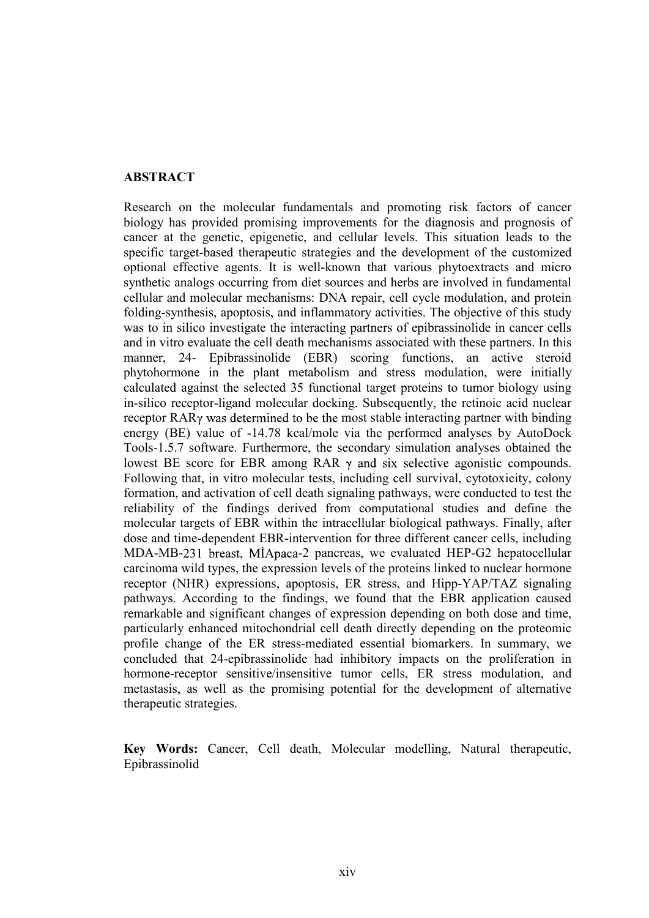## ABSTRACT

Research on the molecular fundamentals and promoting risk factors of cancer biology has provided promising improvements for the diagnosis and prognosis of cancer at the genetic, epigenetic, and cellular levels. This situation leads to the specific target-based therapeutic strategies and the development of the customized optional effective agents. It is well-known that various phytoextracts and micro synthetic analogs occurring from diet sources and herbs are involved in fundamental cellular and molecular mechanisms: DNA repair, cell cycle modulation, and protein folding-synthesis, apoptosis, and inflammatory activities. The objective of this study was to in silico investigate the interacting partners of epibrassinolide in cancer cells and in vitro evaluate the cell death mechanisms associated with these partners. In this manner, 24- Epibrassinolide (EBR) scoring functions, an active steroid phytohormone in the plant metabolism and stress modulation, were initially calculated against the selected 35 functional target proteins to tumor biology using in-silico receptor-ligand molecular docking. Subsequently, the retinoic acid nuclear receptor RARγ was determined to be the most stable interacting partner with binding energy (BE) value of -14.78 kcal/mole via the performed analyses by AutoDock Tools-1.5.7 software. Furthermore, the secondary simulation analyses obtained the lowest BE score for EBR among RAR γ and six selective agonistic compounds. Following that, in vitro molecular tests, including cell survival, cytotoxicity, colony formation, and activation of cell death signaling pathways, were conducted to test the reliability of the findings derived from computational studies and define the molecular targets of EBR within the intracellular biological pathways. Finally, after dose and time-dependent EBR-intervention for three different cancer cells, including MDA-MB-231 breast, MİApaca-2 pancreas, we evaluated HEP-G2 hepatocellular carcinoma wild types, the expression levels of the proteins linked to nuclear hormone receptor (NHR) expressions, apoptosis, ER stress, and Hipp-YAP/TAZ signaling pathways. According to the findings, we found that the EBR application caused remarkable and significant changes of expression depending on both dose and time, particularly enhanced mitochondrial cell death directly depending on the proteomic profile change of the ER stress-mediated essential biomarkers. In summary, we concluded that 24-epibrassinolide had inhibitory impacts on the proliferation in hormone-receptor sensitive/insensitive tumor cells, ER stress modulation, and metastasis, as well as the promising potential for the development of alternative therapeutic strategies.

**Key Words:** Cancer, Cell death, Molecular modelling, Natural therapeutic, Epibrassinolid